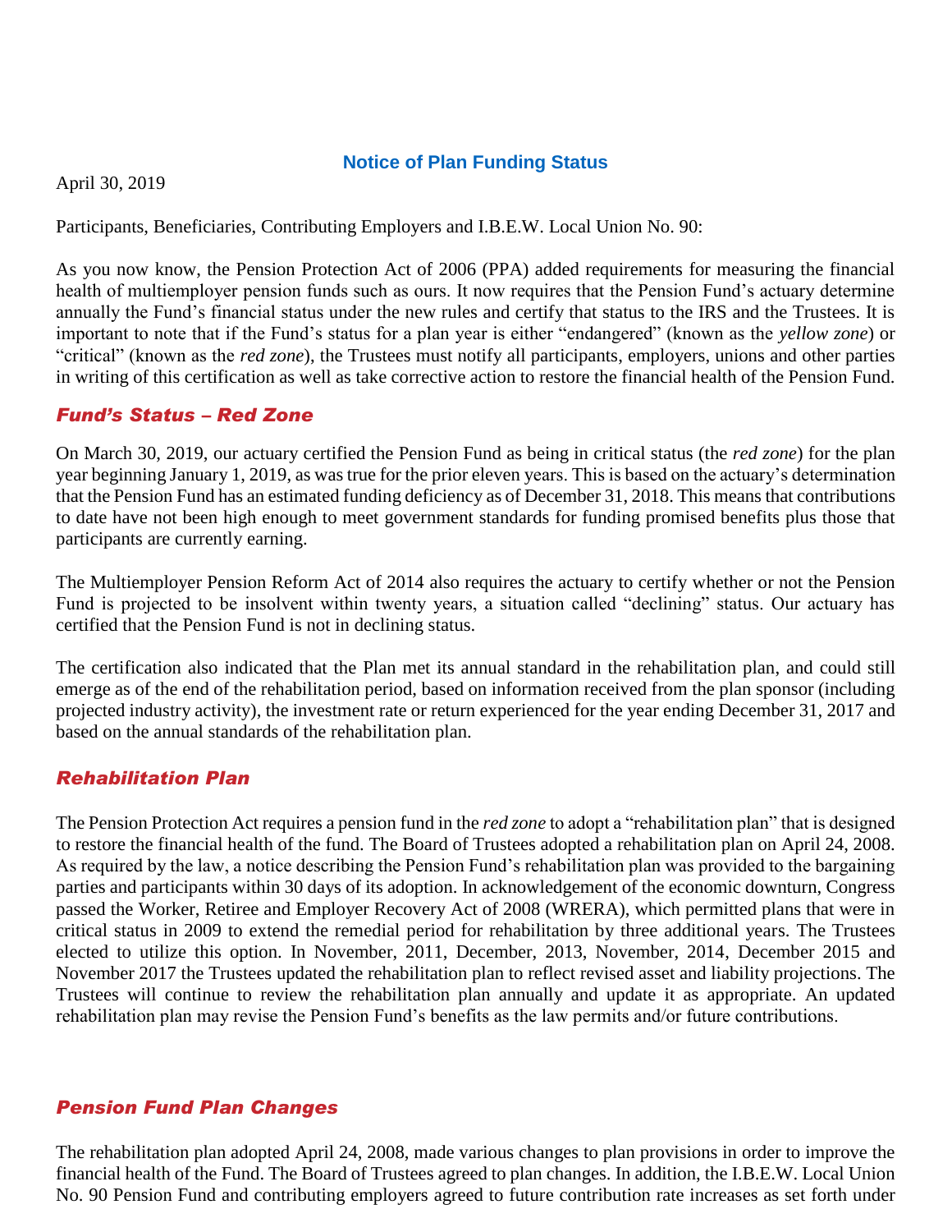## Notice of Plan Funding Status

April 30, 2019

Participants, Beneficiaries, Contributing Employers and I.B.E.W. Local Union No. 90:

As you now know, the Pension Protection Act of 2006 (PPA) added requirements for measuring the financial health of multiemployer pension funds such as ours. It now requires that the Pension Fund's actuary determine annually the Fund's financial status under the new rules and certify that status to the IRS and the Trustees. It is important to note that if the Fund's status for a plan year is either "endangered" (known as the *yellow zone*) or "critical" (known as the *red zone*), the Trustees must notify all participants, employers, unions and other parties in writing of this certification as well as take corrective action to restore the financial health of the Pension Fund.

### *Fund's Status – Red Zone*

On March 30, 2019, our actuary certified the Pension Fund as being in critical status (the *red zone*) for the plan year beginning January 1, 2019, as was true for the prior eleven years. This is based on the actuary's determination that the Pension Fund has an estimated funding deficiency as of December 31, 2018. This means that contributions to date have not been high enough to meet government standards for funding promised benefits plus those that participants are currently earning.

The Multiemployer Pension Reform Act of 2014 also requires the actuary to certify whether or not the Pension Fund is projected to be insolvent within twenty years, a situation called "declining" status. Our actuary has certified that the Pension Fund is not in declining status.

The certification also indicated that the Plan met its annual standard in the rehabilitation plan, and could still emerge as of the end of the rehabilitation period, based on information received from the plan sponsor (including projected industry activity), the investment rate or return experienced for the year ending December 31, 2017 and based on the annual standards of the rehabilitation plan.

### *Rehabilitation Plan*

The Pension Protection Act requires a pension fund in the *red zone* to adopt a "rehabilitation plan" that is designed to restore the financial health of the fund. The Board of Trustees adopted a rehabilitation plan on April 24, 2008. As required by the law, a notice describing the Pension Fund's rehabilitation plan was provided to the bargaining parties and participants within 30 days of its adoption. In acknowledgement of the economic downturn, Congress passed the Worker, Retiree and Employer Recovery Act of 2008 (WRERA), which permitted plans that were in critical status in 2009 to extend the remedial period for rehabilitation by three additional years. The Trustees elected to utilize this option. In November, 2011, December, 2013, November, 2014, December 2015 and November 2017 the Trustees updated the rehabilitation plan to reflect revised asset and liability projections. The Trustees will continue to review the rehabilitation plan annually and update it as appropriate. An updated rehabilitation plan may revise the Pension Fund's benefits as the law permits and/or future contributions.

### *Pension Fund Plan Changes*

The rehabilitation plan adopted April 24, 2008, made various changes to plan provisions in order to improve the financial health of the Fund. The Board of Trustees agreed to plan changes. In addition, the I.B.E.W. Local Union No. 90 Pension Fund and contributing employers agreed to future contribution rate increases as set forth under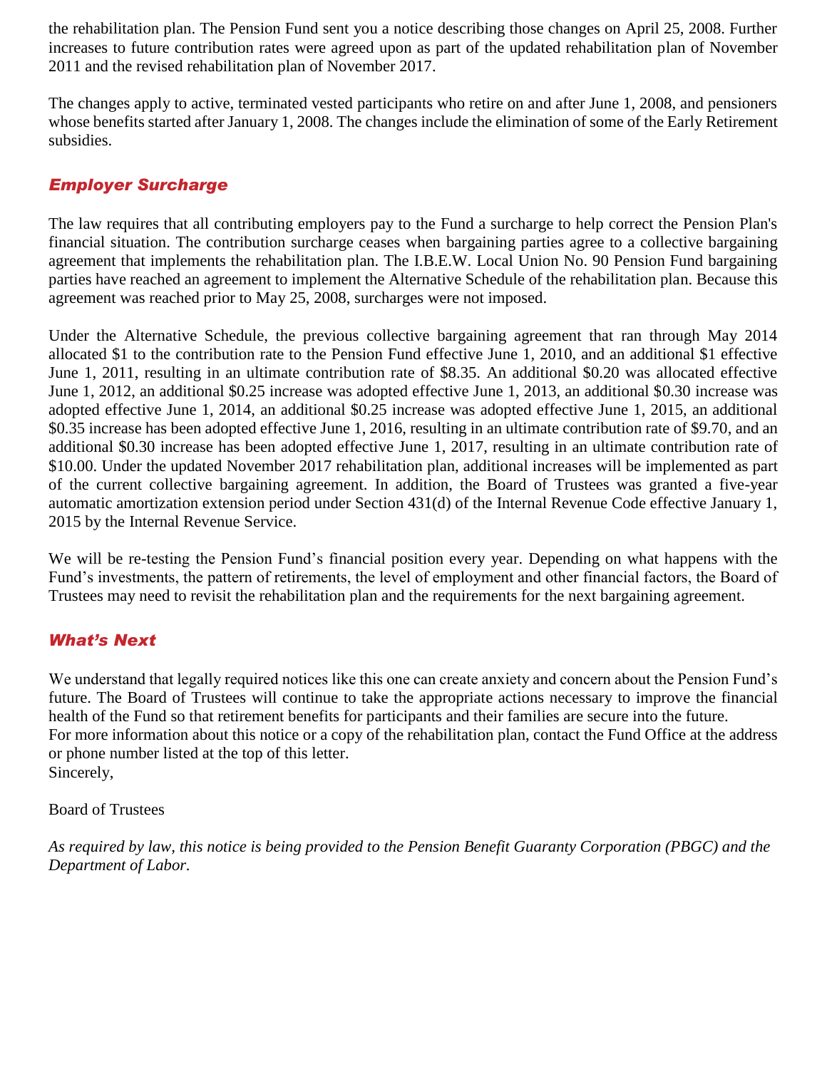the rehabilitation plan. The Pension Fund sent you a notice describing those changes on April 25, 2008. Further increases to future contribution rates were agreed upon as part of the updated rehabilitation plan of November 2011 and the revised rehabilitation plan of November 2017.

The changes apply to active, terminated vested participants who retire on and after June 1, 2008, and pensioners whose benefits started after January 1, 2008. The changes include the elimination of some of the Early Retirement subsidies.

## *Employer Surcharge*

The law requires that all contributing employers pay to the Fund a surcharge to help correct the Pension Plan's financial situation. The contribution surcharge ceases when bargaining parties agree to a collective bargaining agreement that implements the rehabilitation plan. The I.B.E.W. Local Union No. 90 Pension Fund bargaining parties have reached an agreement to implement the Alternative Schedule of the rehabilitation plan. Because this agreement was reached prior to May 25, 2008, surcharges were not imposed.

Under the Alternative Schedule, the previous collective bargaining agreement that ran through May 2014 allocated $1 to the contribution rate to the Pension Fund effective June 1, 2010, and an additional $1 effective June 1, 2011, resulting in an ultimate contribution rate of $8.35. An additional $0.20 was allocated effective June 1, 2012, an additional $0.25 increase was adopted effective June 1, 2013, an additional $0.30 increase was adopted effective June 1, 2014, an additional $0.25 increase was adopted effective June 1, 2015, an additional $0.35 increase has been adopted effective June 1, 2016, resulting in an ultimate contribution rate of $9.70, and an additional $0.30 increase has been adopted effective June 1, 2017, resulting in an ultimate contribution rate of $10.00. Under the updated November 2017 rehabilitation plan, additional increases will be implemented as part of the current collective bargaining agreement. In addition, the Board of Trustees was granted a five-year automatic amortization extension period under Section 431(d) of the Internal Revenue Code effective January 1, 2015 by the Internal Revenue Service.

We will be re-testing the Pension Fund's financial position every year. Depending on what happens with the Fund's investments, the pattern of retirements, the level of employment and other financial factors, the Board of Trustees may need to revisit the rehabilitation plan and the requirements for the next bargaining agreement.

## *What's Next*

We understand that legally required notices like this one can create anxiety and concern about the Pension Fund's future. The Board of Trustees will continue to take the appropriate actions necessary to improve the financial health of the Fund so that retirement benefits for participants and their families are secure into the future.
For more information about this notice or a copy of the rehabilitation plan, contact the Fund Office at the address or phone number listed at the top of this letter.
Sincerely,

Board of Trustees

*As required by law, this notice is being provided to the Pension Benefit Guaranty Corporation (PBGC) and the Department of Labor.*